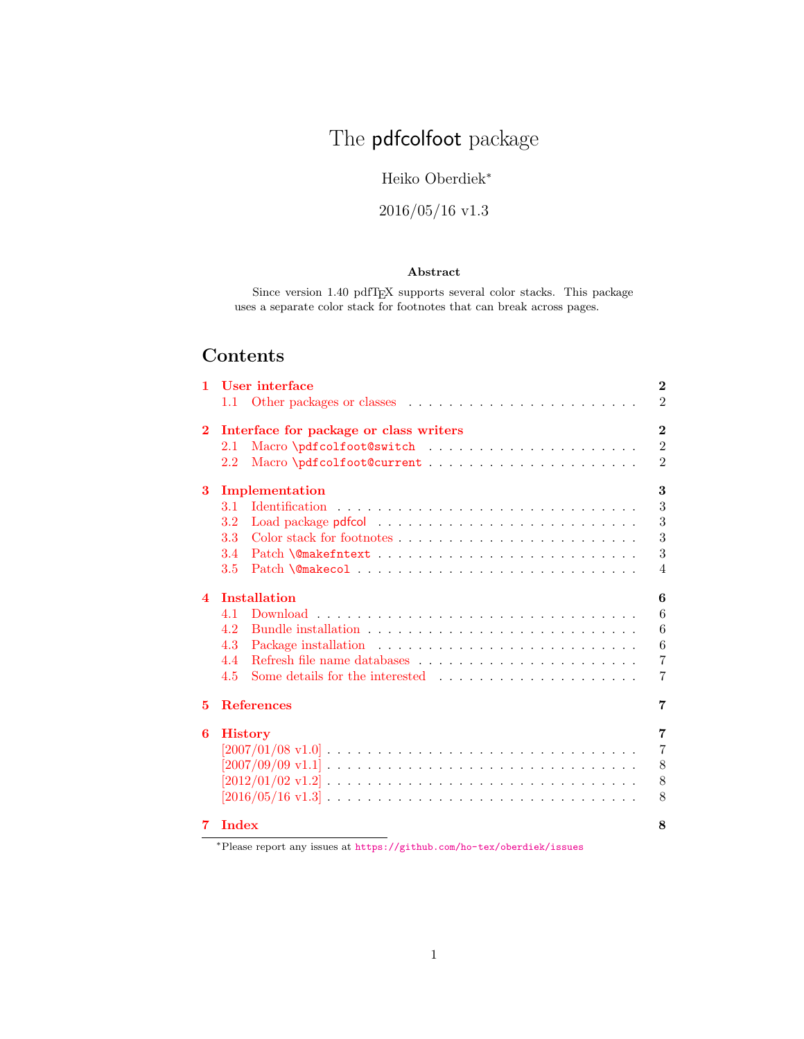# The pdfcolfoot package

Heiko Oberdiek[*]

2016/05/16 v1.3

### Abstract

Since version 1.40 pdfTEX supports several color stacks. This package uses a separate color stack for footnotes that can break across pages.

## Contents

- **1 User interface** — 2
  - 1.1 Other packages or classes — 2
- **2 Interface for package or class writers** — 2
  - 2.1 Macro `\pdfcolfoot@switch` — 2
  - 2.2 Macro `\pdfcolfoot@current` — 2
- **3 Implementation** — 3
  - 3.1 Identification — 3
  - 3.2 Load package pdfcol — 3
  - 3.3 Color stack for footnotes — 3
  - 3.4 Patch `\@makefntext` — 3
  - 3.5 Patch `\@makecol` — 4
- **4 Installation** — 6
  - 4.1 Download — 6
  - 4.2 Bundle installation — 6
  - 4.3 Package installation — 6
  - 4.4 Refresh file name databases — 7
  - 4.5 Some details for the interested — 7
- **5 References** — 7
- **6 History** — 7
  - [2007/01/08 v1.0] — 7
  - [2007/09/09 v1.1] — 8
  - [2012/01/02 v1.2] — 8
  - [2016/05/16 v1.3] — 8
- **7 Index** — 8

[*]Please report any issues at https://github.com/ho-tex/oberdiek/issues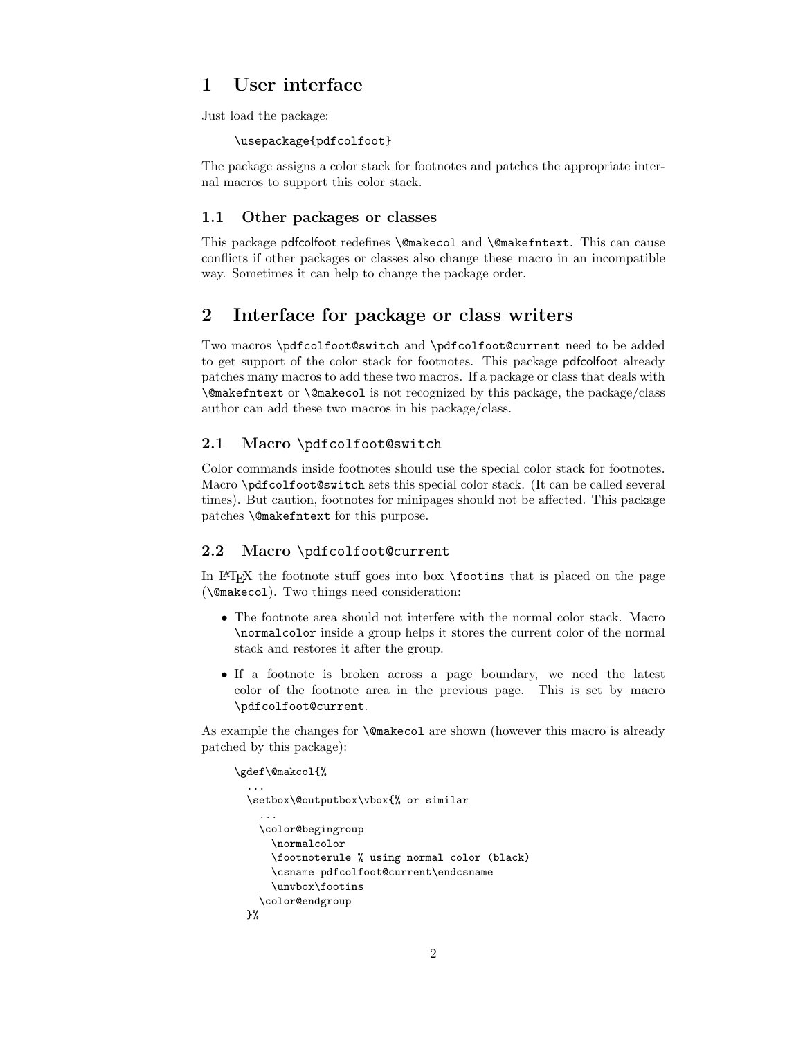# 1 User interface

Just load the package:

```
\usepackage{pdfcolfoot}
```

The package assigns a color stack for footnotes and patches the appropriate internal macros to support this color stack.

## 1.1 Other packages or classes

This package pdfcolfoot redefines `\@makecol` and `\@makefntext`. This can cause conflicts if other packages or classes also change these macro in an incompatible way. Sometimes it can help to change the package order.

# 2 Interface for package or class writers

Two macros `\pdfcolfoot@switch` and `\pdfcolfoot@current` need to be added to get support of the color stack for footnotes. This package pdfcolfoot already patches many macros to add these two macros. If a package or class that deals with `\@makefntext` or `\@makecol` is not recognized by this package, the package/class author can add these two macros in his package/class.

## 2.1 Macro `\pdfcolfoot@switch`

Color commands inside footnotes should use the special color stack for footnotes. Macro `\pdfcolfoot@switch` sets this special color stack. (It can be called several times). But caution, footnotes for minipages should not be affected. This package patches `\@makefntext` for this purpose.

## 2.2 Macro `\pdfcolfoot@current`

In LaTeX the footnote stuff goes into box `\footins` that is placed on the page (`\@makecol`). Two things need consideration:

- The footnote area should not interfere with the normal color stack. Macro `\normalcolor` inside a group helps it stores the current color of the normal stack and restores it after the group.
- If a footnote is broken across a page boundary, we need the latest color of the footnote area in the previous page. This is set by macro `\pdfcolfoot@current`.

As example the changes for `\@makecol` are shown (however this macro is already patched by this package):

```
\gdef\@makcol{%
  ...
  \setbox\@outputbox\vbox{% or similar
    ...
    \color@begingroup
      \normalcolor
      \footnoterule % using normal color (black)
      \csname pdfcolfoot@current\endcsname
      \unvbox\footins
    \color@endgroup
  }%
```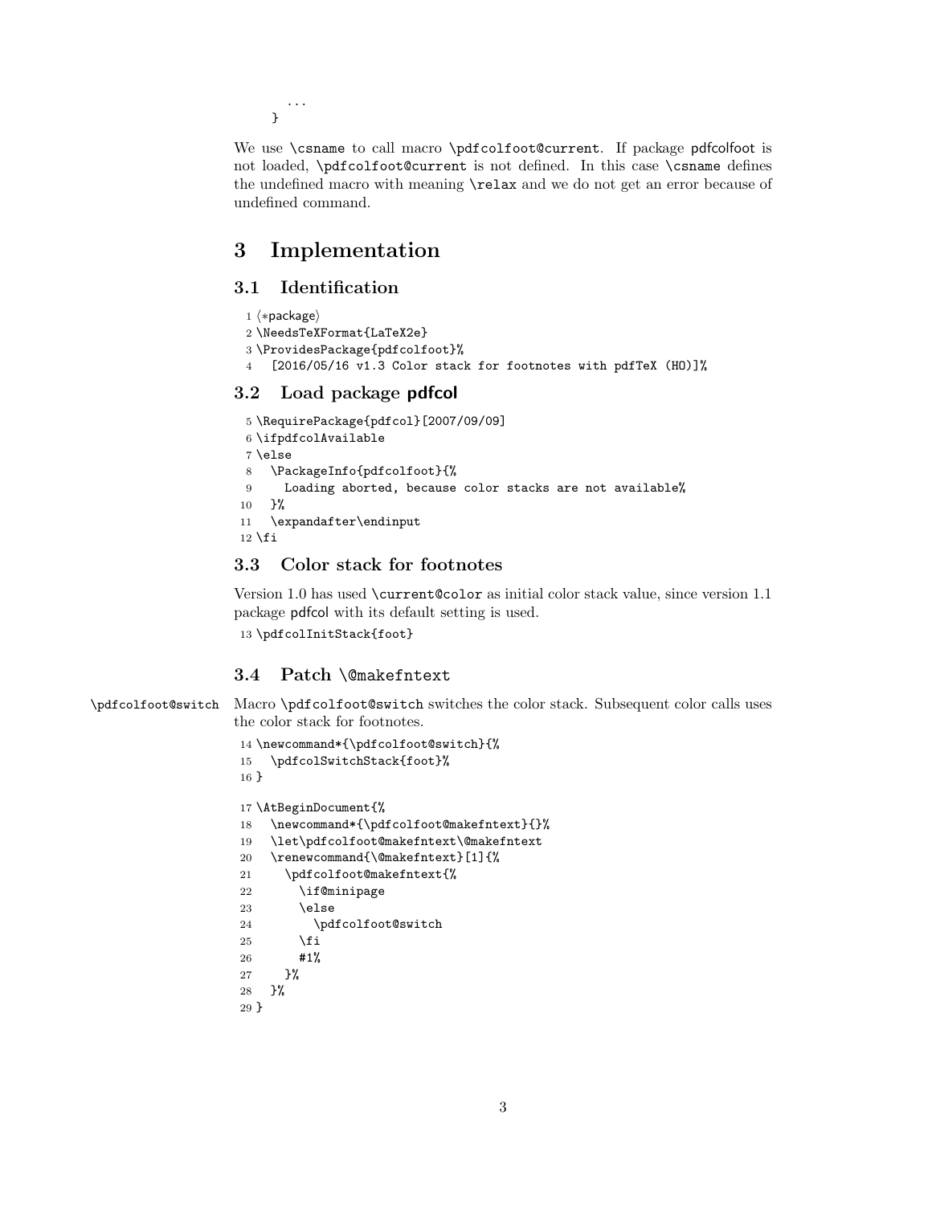```
    ...
  }
```

We use `\csname` to call macro `\pdfcolfoot@current`. If package pdfcolfoot is not loaded, `\pdfcolfoot@current` is not defined. In this case `\csname` defines the undefined macro with meaning `\relax` and we do not get an error because of undefined command.

# 3 Implementation

## 3.1 Identification

```
1 ⟨*package⟩
2 \NeedsTeXFormat{LaTeX2e}
3 \ProvidesPackage{pdfcolfoot}%
4   [2016/05/16 v1.3 Color stack for footnotes with pdfTeX (HO)]%
```

## 3.2 Load package pdfcol

```
5 \RequirePackage{pdfcol}[2007/09/09]
6 \ifpdfcolAvailable
7 \else
8   \PackageInfo{pdfcolfoot}{%
9     Loading aborted, because color stacks are not available%
10  }%
11  \expandafter\endinput
12 \fi
```

## 3.3 Color stack for footnotes

Version 1.0 has used `\current@color` as initial color stack value, since version 1.1 package pdfcol with its default setting is used.

```
13 \pdfcolInitStack{foot}
```

## 3.4 Patch \@makefntext

`\pdfcolfoot@switch` Macro `\pdfcolfoot@switch` switches the color stack. Subsequent color calls uses the color stack for footnotes.

```
14 \newcommand*{\pdfcolfoot@switch}{%
15   \pdfcolSwitchStack{foot}%
16 }
```

```
17 \AtBeginDocument{%
18   \newcommand*{\pdfcolfoot@makefntext}{}%
19   \let\pdfcolfoot@makefntext\@makefntext
20   \renewcommand{\@makefntext}[1]{%
21     \pdfcolfoot@makefntext{%
22       \if@minipage
23       \else
24         \pdfcolfoot@switch
25       \fi
26       #1%
27     }%
28   }%
29 }
```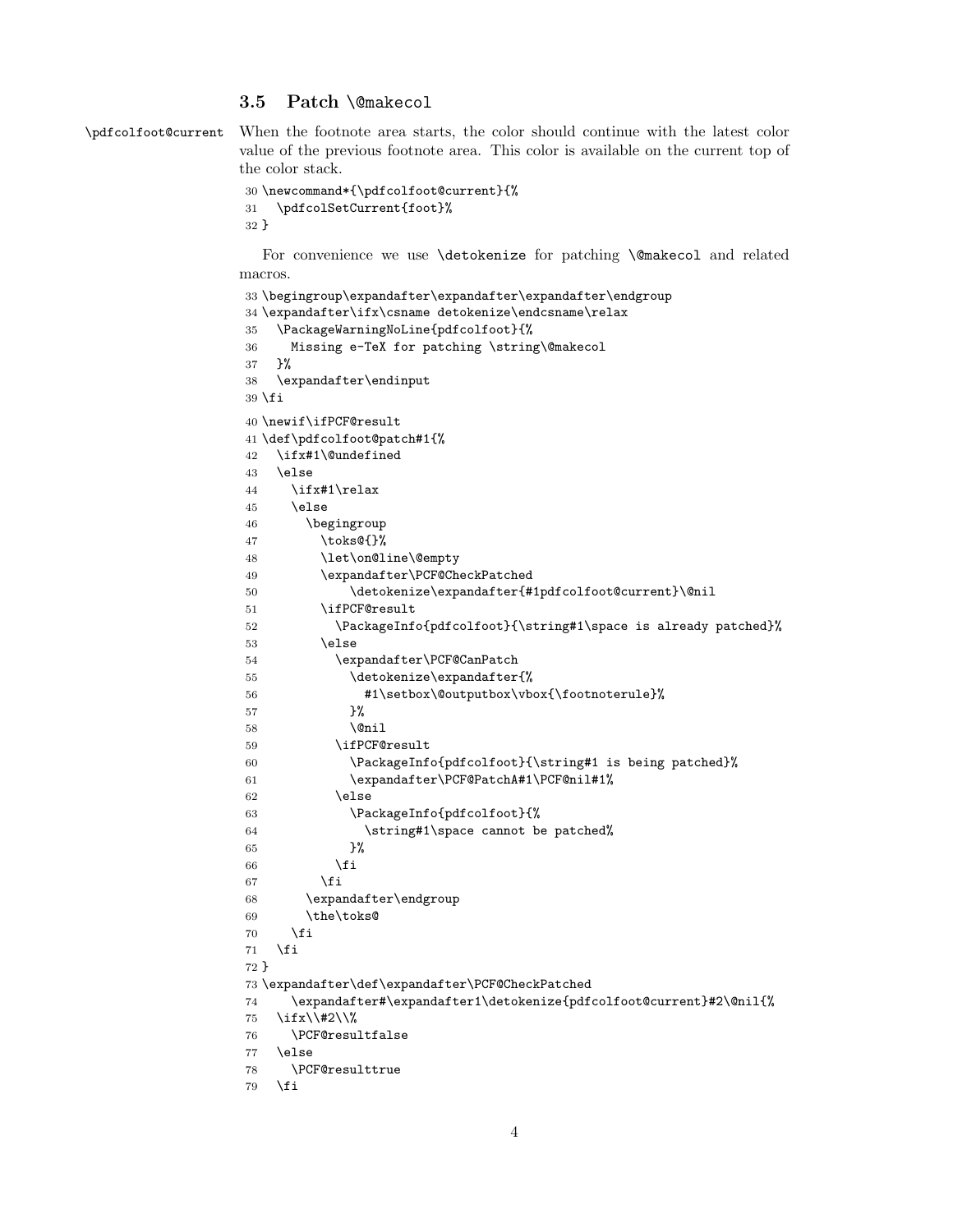### 3.5 Patch \@makecol

\pdfcolfoot@current When the footnote area starts, the color should continue with the latest color value of the previous footnote area. This color is available on the current top of the color stack.

```
30 \newcommand*{\pdfcolfoot@current}{%
31   \pdfcolSetCurrent{foot}%
32 }
```

For convenience we use \detokenize for patching \@makecol and related macros.

```
33 \begingroup\expandafter\expandafter\expandafter\endgroup
34 \expandafter\ifx\csname detokenize\endcsname\relax
35   \PackageWarningNoLine{pdfcolfoot}{%
36     Missing e-TeX for patching \string\@makecol
37   }%
38   \expandafter\endinput
39 \fi
40 \newif\ifPCF@result
41 \def\pdfcolfoot@patch#1{%
42   \ifx#1\@undefined
43   \else
44     \ifx#1\relax
45     \else
46       \begingroup
47         \toks@{}%
48         \let\on@line\@empty
49         \expandafter\PCF@CheckPatched
50             \detokenize\expandafter{#1pdfcolfoot@current}\@nil
51         \ifPCF@result
52           \PackageInfo{pdfcolfoot}{\string#1\space is already patched}%
53         \else
54           \expandafter\PCF@CanPatch
55             \detokenize\expandafter{%
56               #1\setbox\@outputbox\vbox{\footnoterule}%
57             }%
58             \@nil
59           \ifPCF@result
60             \PackageInfo{pdfcolfoot}{\string#1 is being patched}%
61             \expandafter\PCF@PatchA#1\PCF@nil#1%
62           \else
63             \PackageInfo{pdfcolfoot}{%
64               \string#1\space cannot be patched%
65             }%
66           \fi
67         \fi
68       \expandafter\endgroup
69       \the\toks@
70     \fi
71   \fi
72 }
73 \expandafter\def\expandafter\PCF@CheckPatched
74     \expandafter#\expandafter1\detokenize{pdfcolfoot@current}#2\@nil{%
75   \ifx\\#2\\%
76     \PCF@resultfalse
77   \else
78     \PCF@resulttrue
79   \fi
```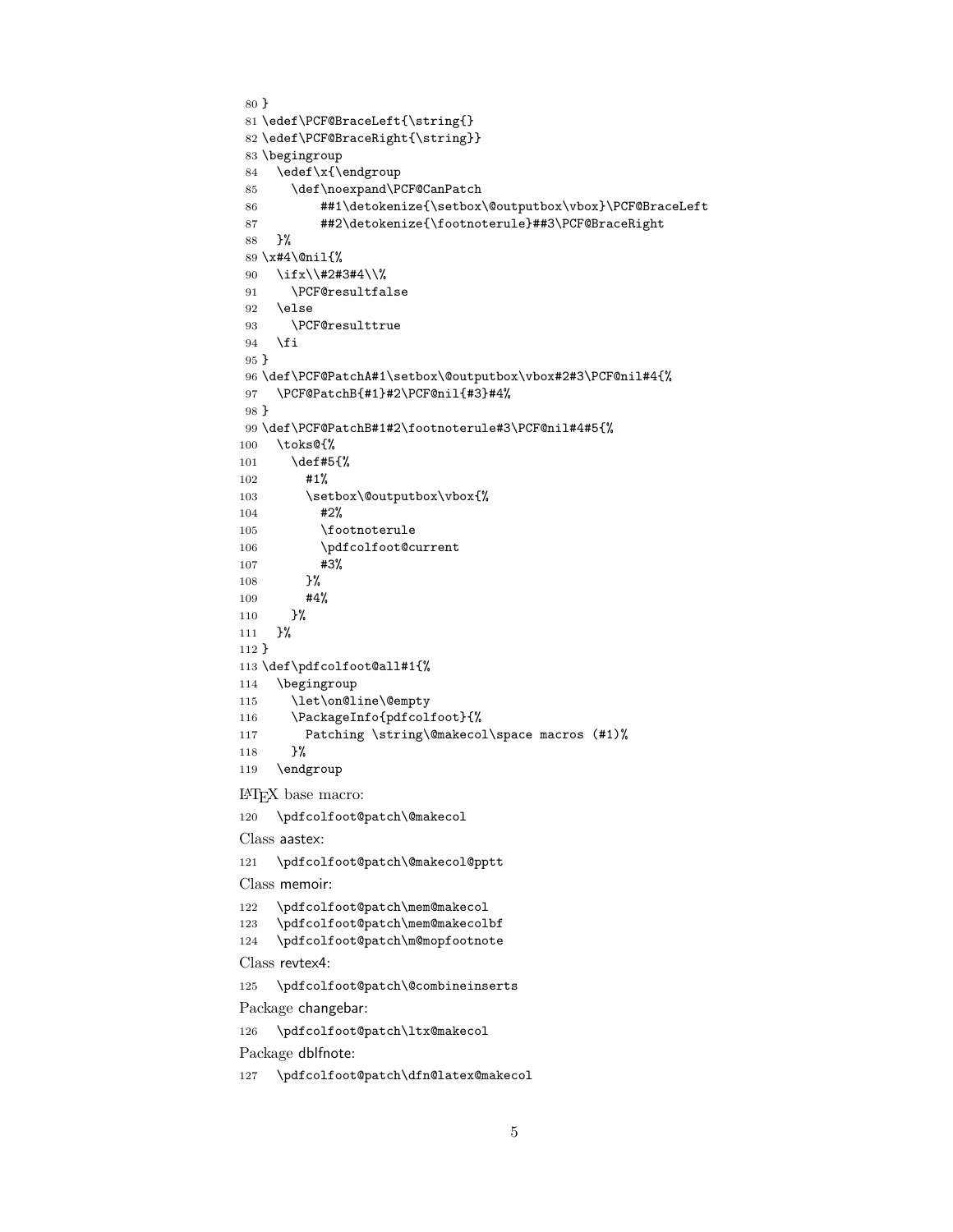```
80 }
81 \edef\PCF@BraceLeft{\string{}
82 \edef\PCF@BraceRight{\string}}
83 \begingroup
84   \edef\x{\endgroup
85     \def\noexpand\PCF@CanPatch
86         ##1\detokenize{\setbox\@outputbox\vbox}\PCF@BraceLeft
87         ##2\detokenize{\footnoterule}##3\PCF@BraceRight
88   }%
89 \x#4\@nil{%
90   \ifx\\#2#3#4\\%
91     \PCF@resultfalse
92   \else
93     \PCF@resulttrue
94   \fi
95 }
96 \def\PCF@PatchA#1\setbox\@outputbox\vbox#2#3\PCF@nil#4{%
97   \PCF@PatchB{#1}#2\PCF@nil{#3}#4%
98 }
99 \def\PCF@PatchB#1#2\footnoterule#3\PCF@nil#4#5{%
100   \toks@{%
101     \def#5{%
102       #1%
103       \setbox\@outputbox\vbox{%
104         #2%
105         \footnoterule
106         \pdfcolfoot@current
107         #3%
108       }%
109       #4%
110     }%
111   }%
112 }
113 \def\pdfcolfoot@all#1{%
114   \begingroup
115     \let\on@line\@empty
116     \PackageInfo{pdfcolfoot}{%
117       Patching \string\@makecol\space macros (#1)%
118     }%
119   \endgroup
```

LaTeX base macro:

```
120   \pdfcolfoot@patch\@makecol
```

Class aastex:

```
121   \pdfcolfoot@patch\@makecol@pptt
```

Class memoir:

```
122   \pdfcolfoot@patch\mem@makecol
123   \pdfcolfoot@patch\mem@makecolbf
124   \pdfcolfoot@patch\m@mopfootnote
```

Class revtex4:

```
125   \pdfcolfoot@patch\@combineinserts
```

Package changebar:

```
126   \pdfcolfoot@patch\ltx@makecol
```

Package dblfnote:

```
127   \pdfcolfoot@patch\dfn@latex@makecol
```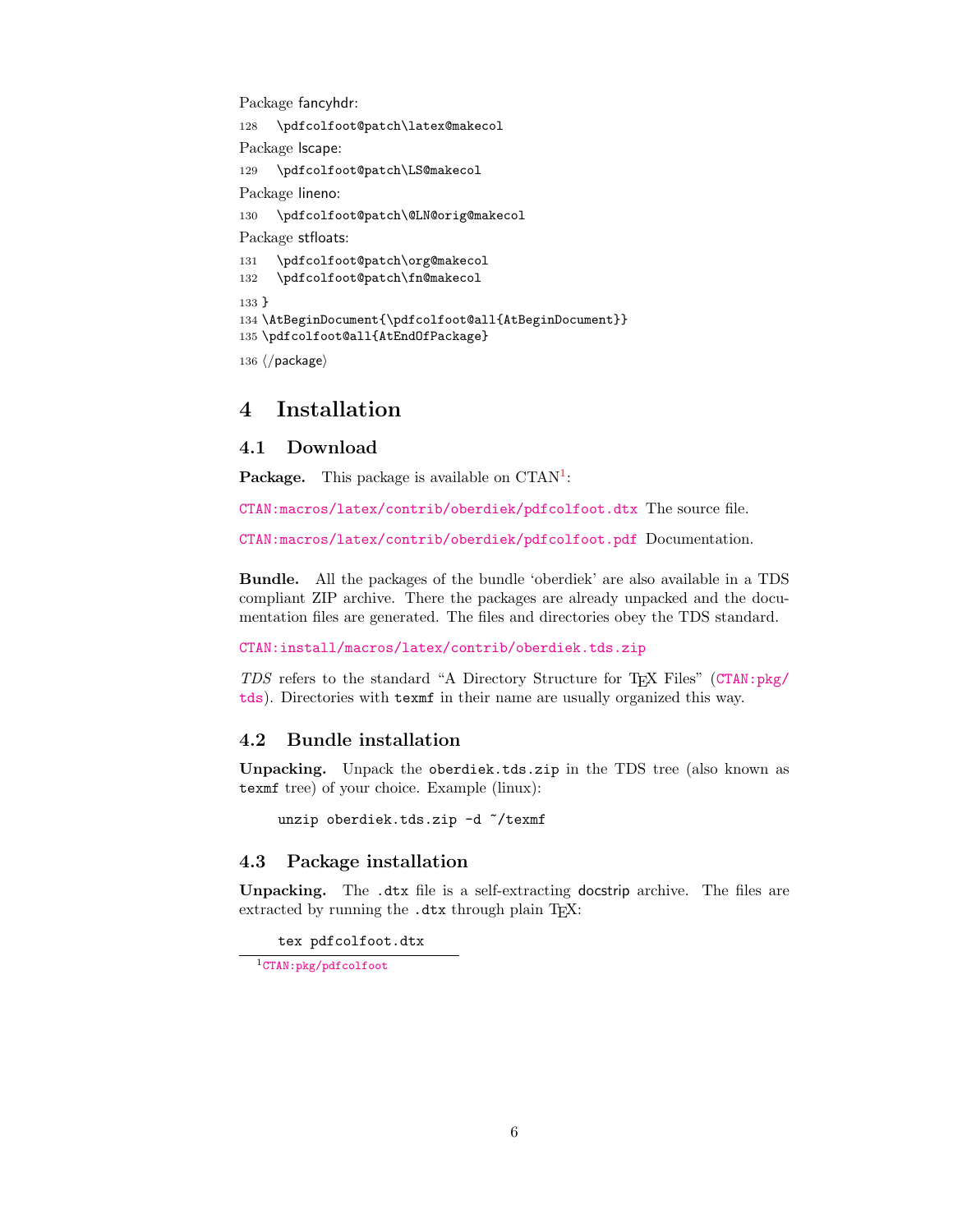Package fancyhdr:

```
128   \pdfcolfoot@patch\latex@makecol
```

Package lscape:

```
129   \pdfcolfoot@patch\LS@makecol
```

Package lineno:

```
130   \pdfcolfoot@patch\@LN@orig@makecol
```

Package stfloats:

```
131   \pdfcolfoot@patch\org@makecol
132   \pdfcolfoot@patch\fn@makecol
133 }
134 \AtBeginDocument{\pdfcolfoot@all{AtBeginDocument}}
135 \pdfcolfoot@all{AtEndOfPackage}
136 ⟨/package⟩
```

# 4 Installation

## 4.1 Download

**Package.** This package is available on CTAN[1]:

CTAN:macros/latex/contrib/oberdiek/pdfcolfoot.dtx The source file.

CTAN:macros/latex/contrib/oberdiek/pdfcolfoot.pdf Documentation.

**Bundle.** All the packages of the bundle 'oberdiek' are also available in a TDS compliant ZIP archive. There the packages are already unpacked and the documentation files are generated. The files and directories obey the TDS standard.

CTAN:install/macros/latex/contrib/oberdiek.tds.zip

*TDS* refers to the standard "A Directory Structure for TEX Files" (CTAN:pkg/tds). Directories with `texmf` in their name are usually organized this way.

## 4.2 Bundle installation

**Unpacking.** Unpack the `oberdiek.tds.zip` in the TDS tree (also known as `texmf` tree) of your choice. Example (linux):

```
unzip oberdiek.tds.zip -d ~/texmf
```

## 4.3 Package installation

**Unpacking.** The `.dtx` file is a self-extracting docstrip archive. The files are extracted by running the `.dtx` through plain TEX:

```
tex pdfcolfoot.dtx
```

[1] CTAN:pkg/pdfcolfoot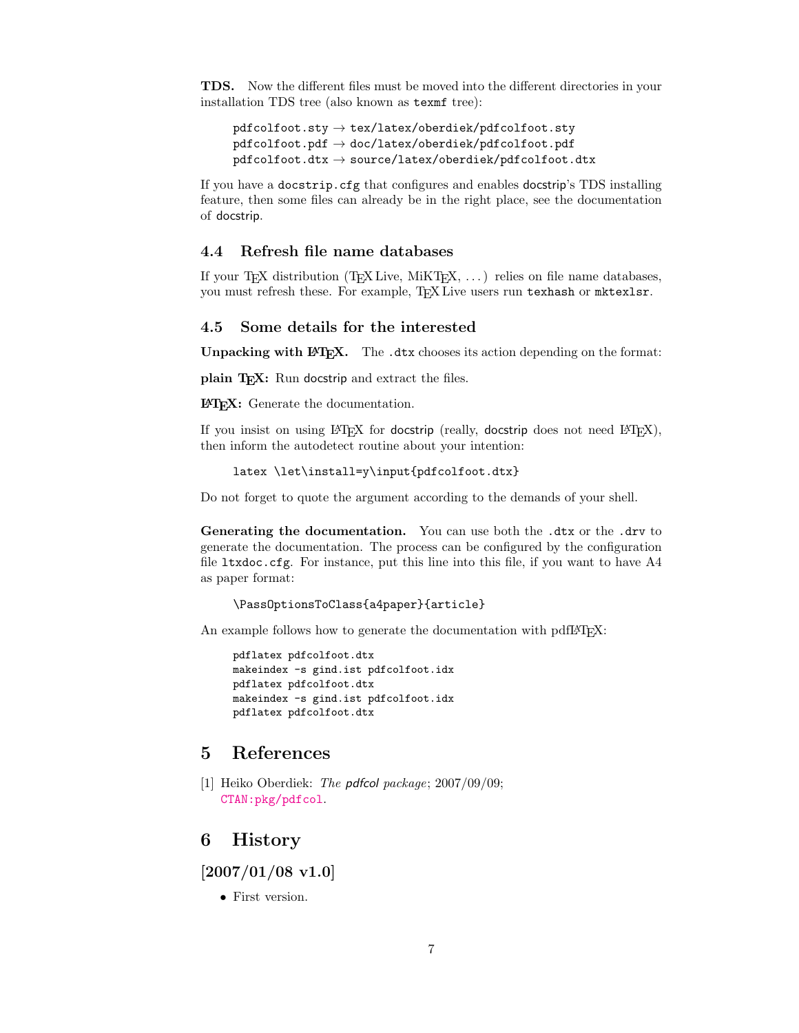**TDS.** Now the different files must be moved into the different directories in your installation TDS tree (also known as `texmf` tree):

```
pdfcolfoot.sty → tex/latex/oberdiek/pdfcolfoot.sty
pdfcolfoot.pdf → doc/latex/oberdiek/pdfcolfoot.pdf
pdfcolfoot.dtx → source/latex/oberdiek/pdfcolfoot.dtx
```

If you have a `docstrip.cfg` that configures and enables docstrip's TDS installing feature, then some files can already be in the right place, see the documentation of docstrip.

### 4.4 Refresh file name databases

If your TeX distribution (TeX Live, MiKTeX, ...) relies on file name databases, you must refresh these. For example, TeX Live users run `texhash` or `mktexlsr`.

### 4.5 Some details for the interested

**Unpacking with LaTeX.** The `.dtx` chooses its action depending on the format:

**plain TeX:** Run docstrip and extract the files.

**LaTeX:** Generate the documentation.

If you insist on using LaTeX for docstrip (really, docstrip does not need LaTeX), then inform the autodetect routine about your intention:

```
latex \let\install=y\input{pdfcolfoot.dtx}
```

Do not forget to quote the argument according to the demands of your shell.

**Generating the documentation.** You can use both the `.dtx` or the `.drv` to generate the documentation. The process can be configured by the configuration file `ltxdoc.cfg`. For instance, put this line into this file, if you want to have A4 as paper format:

```
\PassOptionsToClass{a4paper}{article}
```

An example follows how to generate the documentation with pdfLaTeX:

```
pdflatex pdfcolfoot.dtx
makeindex -s gind.ist pdfcolfoot.idx
pdflatex pdfcolfoot.dtx
makeindex -s gind.ist pdfcolfoot.idx
pdflatex pdfcolfoot.dtx
```

## 5 References

[1] Heiko Oberdiek: *The pdfcol package*; 2007/09/09; CTAN:pkg/pdfcol.

## 6 History

### [2007/01/08 v1.0]

- First version.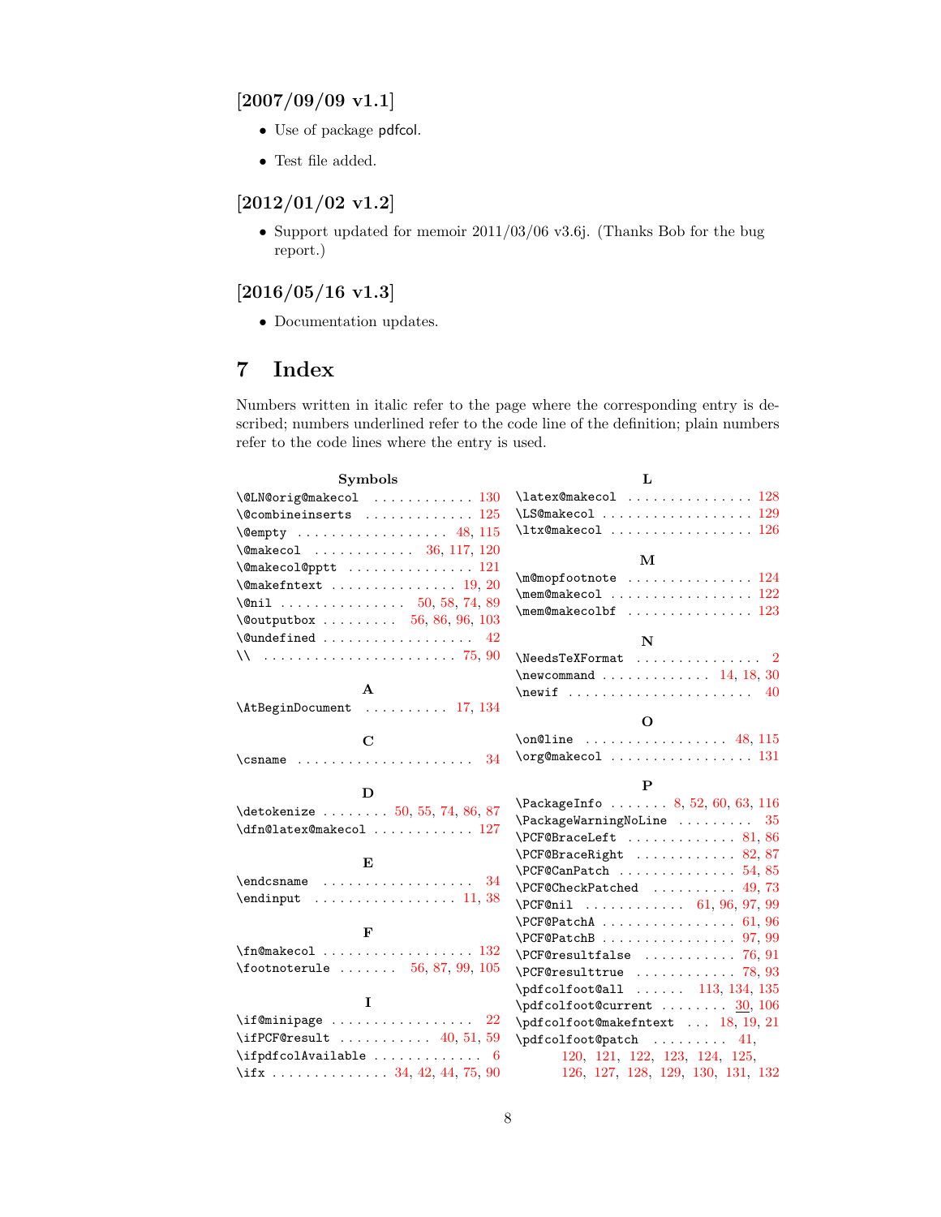### [2007/09/09 v1.1]

- Use of package pdfcol.
- Test file added.

### [2012/01/02 v1.2]

- Support updated for memoir 2011/03/06 v3.6j. (Thanks Bob for the bug report.)

### [2016/05/16 v1.3]

- Documentation updates.

## 7 Index

Numbers written in italic refer to the page where the corresponding entry is described; numbers underlined refer to the code line of the definition; plain numbers refer to the code lines where the entry is used.

**Symbols**

\@LN@orig@makecol . . . 130
\@combineinserts . . . 125
\@empty . . . 48, 115
\@makecol . . . 36, 117, 120
\@makecol@pptt . . . 121
\@makefntext . . . 19, 20
\@nil . . . 50, 58, 74, 89
\@outputbox . . . 56, 86, 96, 103
\@undefined . . . 42
\\ . . . 75, 90

**A**

\AtBeginDocument . . . 17, 134

**C**

\csname . . . 34

**D**

\detokenize . . . 50, 55, 74, 86, 87
\dfn@latex@makecol . . . 127

**E**

\endcsname . . . 34
\endinput . . . 11, 38

**F**

\fn@makecol . . . 132
\footnoterule . . . 56, 87, 99, 105

**I**

\if@minipage . . . 22
\ifPCF@result . . . 40, 51, 59
\ifpdfcolAvailable . . . 6
\ifx . . . 34, 42, 44, 75, 90

**L**

\latex@makecol . . . 128
\LS@makecol . . . 129
\ltx@makecol . . . 126

**M**

\m@mopfootnote . . . 124
\mem@makecol . . . 122
\mem@makecolbf . . . 123

**N**

\NeedsTeXFormat . . . 2
\newcommand . . . 14, 18, 30
\newif . . . 40

**O**

\on@line . . . 48, 115
\org@makecol . . . 131

**P**

\PackageInfo . . . 8, 52, 60, 63, 116
\PackageWarningNoLine . . . 35
\PCF@BraceLeft . . . 81, 86
\PCF@BraceRight . . . 82, 87
\PCF@CanPatch . . . 54, 85
\PCF@CheckPatched . . . 49, 73
\PCF@nil . . . 61, 96, 97, 99
\PCF@PatchA . . . 61, 96
\PCF@PatchB . . . 97, 99
\PCF@resultfalse . . . 76, 91
\PCF@resulttrue . . . 78, 93
\pdfcolfoot@all . . . 113, 134, 135
\pdfcolfoot@current . . . <u>30</u>, 106
\pdfcolfoot@makefntext . . . 18, 19, 21
\pdfcolfoot@patch . . . 41, 120, 121, 122, 123, 124, 125, 126, 127, 128, 129, 130, 131, 132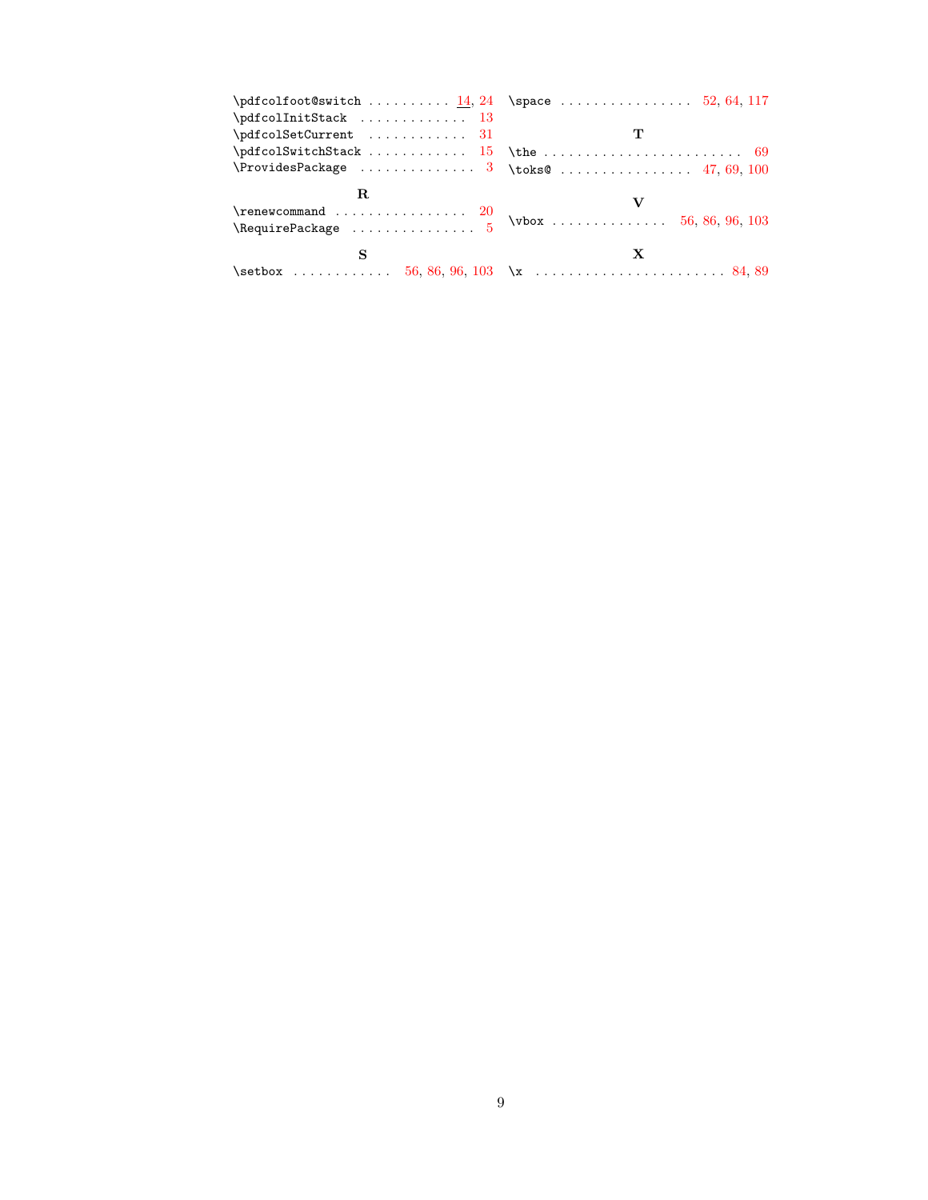\pdfcolfoot@switch . . . . . . . . . . 14, 24
\pdfcolInitStack . . . . . . . . . . . . . 13
\pdfcolSetCurrent . . . . . . . . . . . . 31
\pdfcolSwitchStack . . . . . . . . . . . . 15
\ProvidesPackage . . . . . . . . . . . . . . 3

**R**

\renewcommand . . . . . . . . . . . . . . . . 20
\RequirePackage . . . . . . . . . . . . . . . 5

**S**

\setbox . . . . . . . . . . . . 56, 86, 96, 103
\space . . . . . . . . . . . . . . . . 52, 64, 117

**T**

\the . . . . . . . . . . . . . . . . . . . . . . . . . 69
\toks@ . . . . . . . . . . . . . . . . 47, 69, 100

**V**

\vbox . . . . . . . . . . . . . . 56, 86, 96, 103

**X**

\x . . . . . . . . . . . . . . . . . . . . . . . . 84, 89